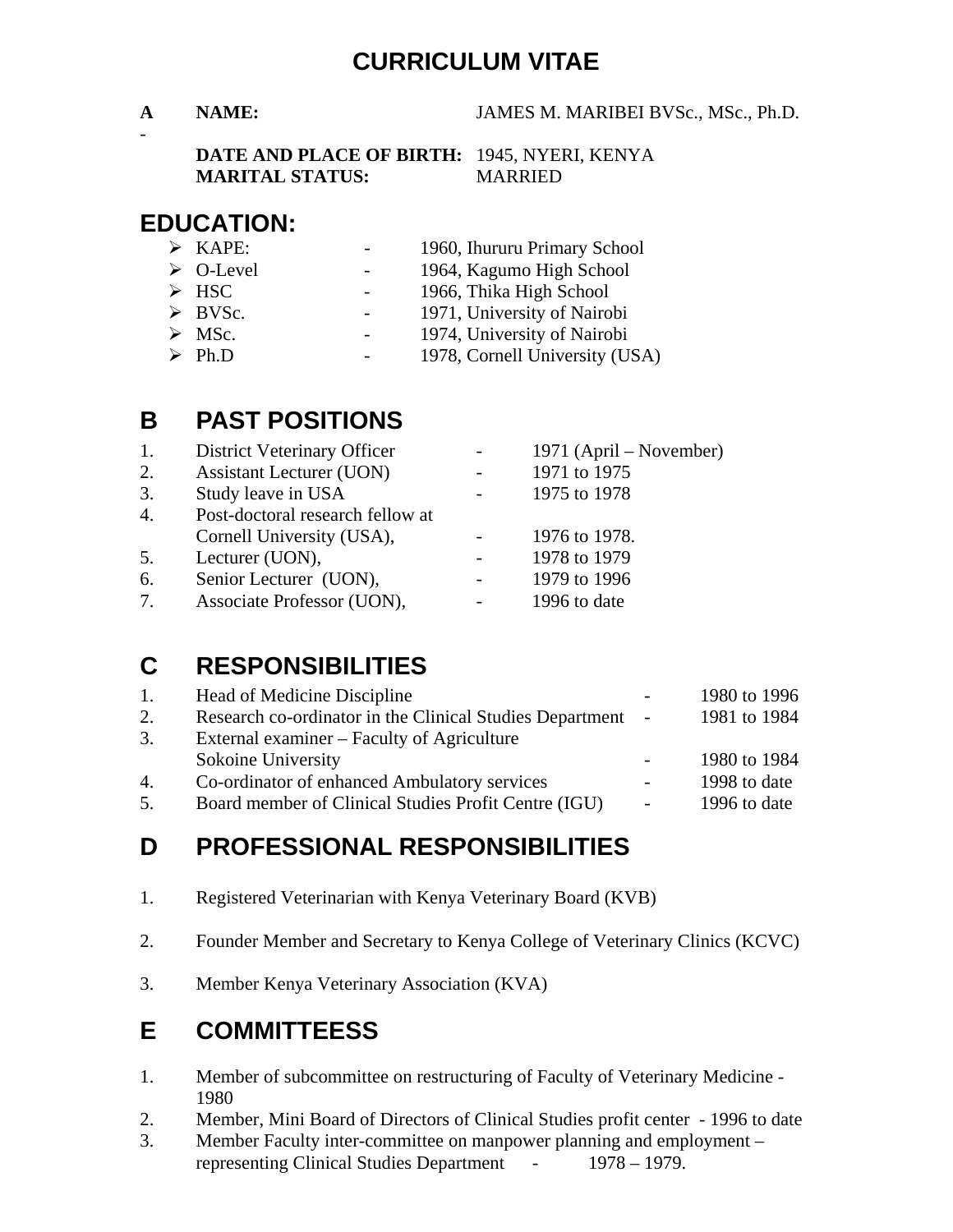# CURRICULUM VITAE

**A** **NAME:** JAMES M. MARIBEI BVSc., MSc., Ph.D.

-

**DATE AND PLACE OF BIRTH:** 1945, NYERI, KENYA
**MARITAL STATUS:** MARRIED

## EDUCATION:

- KAPE: - 1960, Ihururu Primary School
- O-Level - 1964, Kagumo High School
- HSC - 1966, Thika High School
- BVSc. - 1971, University of Nairobi
- MSc. - 1974, University of Nairobi
- Ph.D - 1978, Cornell University (USA)

## B PAST POSITIONS

1. District Veterinary Officer - 1971 (April – November)
2. Assistant Lecturer (UON) - 1971 to 1975
3. Study leave in USA - 1975 to 1978
4. Post-doctoral research fellow at Cornell University (USA), - 1976 to 1978.
5. Lecturer (UON), - 1978 to 1979
6. Senior Lecturer (UON), - 1979 to 1996
7. Associate Professor (UON), - 1996 to date

## C RESPONSIBILITIES

1. Head of Medicine Discipline - 1980 to 1996
2. Research co-ordinator in the Clinical Studies Department - 1981 to 1984
3. External examiner – Faculty of Agriculture Sokoine University - 1980 to 1984
4. Co-ordinator of enhanced Ambulatory services - 1998 to date
5. Board member of Clinical Studies Profit Centre (IGU) - 1996 to date

## D PROFESSIONAL RESPONSIBILITIES

1. Registered Veterinarian with Kenya Veterinary Board (KVB)

2. Founder Member and Secretary to Kenya College of Veterinary Clinics (KCVC)

3. Member Kenya Veterinary Association (KVA)

## E COMMITTEESS

1. Member of subcommittee on restructuring of Faculty of Veterinary Medicine - 1980
2. Member, Mini Board of Directors of Clinical Studies profit center - 1996 to date
3. Member Faculty inter-committee on manpower planning and employment – representing Clinical Studies Department - 1978 – 1979.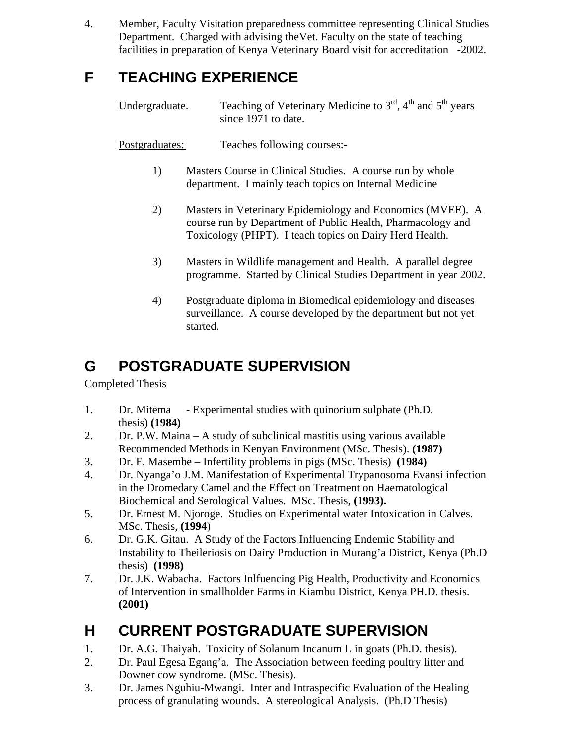4. Member, Faculty Visitation preparedness committee representing Clinical Studies Department. Charged with advising theVet. Faculty on the state of teaching facilities in preparation of Kenya Veterinary Board visit for accreditation -2002.

## F TEACHING EXPERIENCE

Undergraduate. Teaching of Veterinary Medicine to 3rd, 4th and 5th years since 1971 to date.

Postgraduates: Teaches following courses:-

1) Masters Course in Clinical Studies. A course run by whole department. I mainly teach topics on Internal Medicine

2) Masters in Veterinary Epidemiology and Economics (MVEE). A course run by Department of Public Health, Pharmacology and Toxicology (PHPT). I teach topics on Dairy Herd Health.

3) Masters in Wildlife management and Health. A parallel degree programme. Started by Clinical Studies Department in year 2002.

4) Postgraduate diploma in Biomedical epidemiology and diseases surveillance. A course developed by the department but not yet started.

## G POSTGRADUATE SUPERVISION

Completed Thesis

1. Dr. Mitema - Experimental studies with quinorium sulphate (Ph.D. thesis) **(1984)**
2. Dr. P.W. Maina – A study of subclinical mastitis using various available Recommended Methods in Kenyan Environment (MSc. Thesis). **(1987)**
3. Dr. F. Masembe – Infertility problems in pigs (MSc. Thesis) **(1984)**
4. Dr. Nyanga'o J.M. Manifestation of Experimental Trypanosoma Evansi infection in the Dromedary Camel and the Effect on Treatment on Haematological Biochemical and Serological Values. MSc. Thesis, **(1993).**
5. Dr. Ernest M. Njoroge. Studies on Experimental water Intoxication in Calves. MSc. Thesis, **(1994**)
6. Dr. G.K. Gitau. A Study of the Factors Influencing Endemic Stability and Instability to Theileriosis on Dairy Production in Murang'a District, Kenya (Ph.D thesis) **(1998)**
7. Dr. J.K. Wabacha. Factors Inlfuencing Pig Health, Productivity and Economics of Intervention in smallholder Farms in Kiambu District, Kenya PH.D. thesis. **(2001)**

## H CURRENT POSTGRADUATE SUPERVISION

1. Dr. A.G. Thaiyah. Toxicity of Solanum Incanum L in goats (Ph.D. thesis).
2. Dr. Paul Egesa Egang'a. The Association between feeding poultry litter and Downer cow syndrome. (MSc. Thesis).
3. Dr. James Nguhiu-Mwangi. Inter and Intraspecific Evaluation of the Healing process of granulating wounds. A stereological Analysis. (Ph.D Thesis)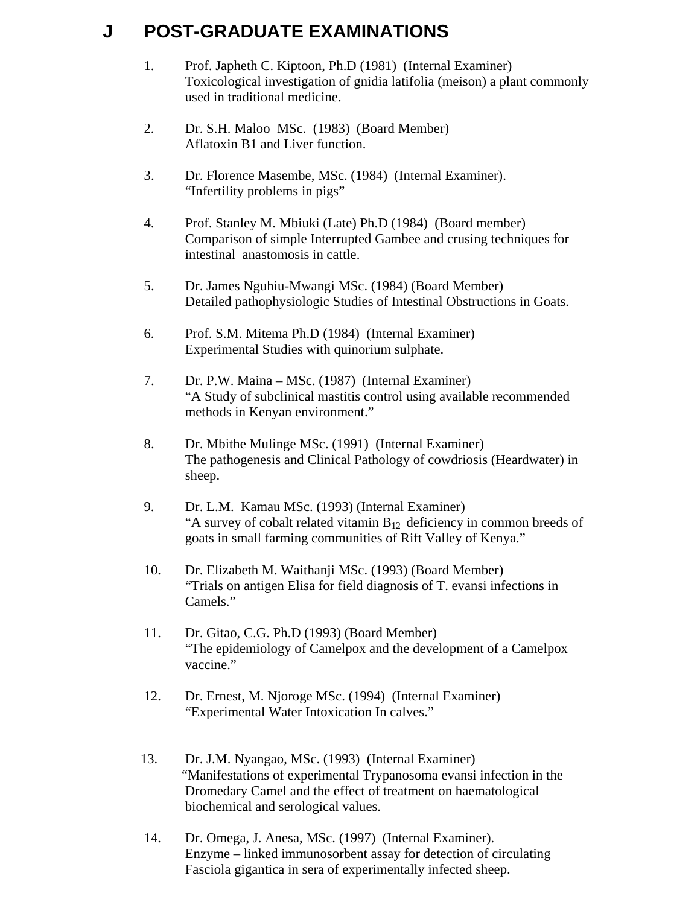## J POST-GRADUATE EXAMINATIONS

1. Prof. Japheth C. Kiptoon, Ph.D (1981) (Internal Examiner)
   Toxicological investigation of gnidia latifolia (meison) a plant commonly used in traditional medicine.

2. Dr. S.H. Maloo MSc. (1983) (Board Member)
   Aflatoxin B1 and Liver function.

3. Dr. Florence Masembe, MSc. (1984) (Internal Examiner).
   "Infertility problems in pigs"

4. Prof. Stanley M. Mbiuki (Late) Ph.D (1984) (Board member)
   Comparison of simple Interrupted Gambee and crusing techniques for intestinal anastomosis in cattle.

5. Dr. James Nguhiu-Mwangi MSc. (1984) (Board Member)
   Detailed pathophysiologic Studies of Intestinal Obstructions in Goats.

6. Prof. S.M. Mitema Ph.D (1984) (Internal Examiner)
   Experimental Studies with quinorium sulphate.

7. Dr. P.W. Maina – MSc. (1987) (Internal Examiner)
   "A Study of subclinical mastitis control using available recommended methods in Kenyan environment."

8. Dr. Mbithe Mulinge MSc. (1991) (Internal Examiner)
   The pathogenesis and Clinical Pathology of cowdriosis (Heardwater) in sheep.

9. Dr. L.M. Kamau MSc. (1993) (Internal Examiner)
   "A survey of cobalt related vitamin $B_{12}$ deficiency in common breeds of goats in small farming communities of Rift Valley of Kenya."

10. Dr. Elizabeth M. Waithanji MSc. (1993) (Board Member)
    "Trials on antigen Elisa for field diagnosis of T. evansi infections in Camels."

11. Dr. Gitao, C.G. Ph.D (1993) (Board Member)
    "The epidemiology of Camelpox and the development of a Camelpox vaccine."

12. Dr. Ernest, M. Njoroge MSc. (1994) (Internal Examiner)
    "Experimental Water Intoxication In calves."

13. Dr. J.M. Nyangao, MSc. (1993) (Internal Examiner)
    "Manifestations of experimental Trypanosoma evansi infection in the Dromedary Camel and the effect of treatment on haematological biochemical and serological values.

14. Dr. Omega, J. Anesa, MSc. (1997) (Internal Examiner).
    Enzyme – linked immunosorbent assay for detection of circulating Fasciola gigantica in sera of experimentally infected sheep.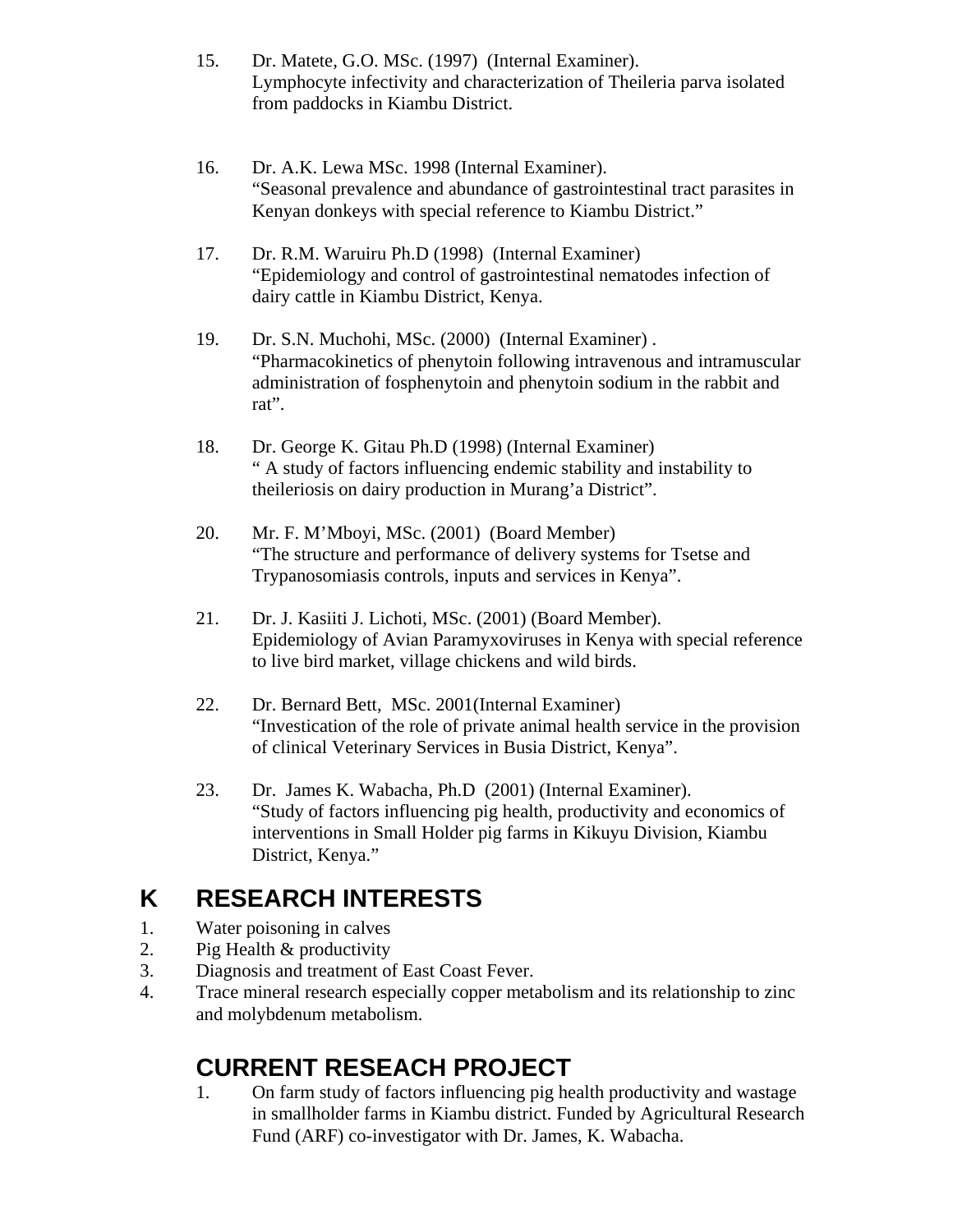15. Dr. Matete, G.O. MSc. (1997) (Internal Examiner).
    Lymphocyte infectivity and characterization of Theileria parva isolated from paddocks in Kiambu District.

16. Dr. A.K. Lewa MSc. 1998 (Internal Examiner).
    "Seasonal prevalence and abundance of gastrointestinal tract parasites in Kenyan donkeys with special reference to Kiambu District."

17. Dr. R.M. Waruiru Ph.D (1998) (Internal Examiner)
    "Epidemiology and control of gastrointestinal nematodes infection of dairy cattle in Kiambu District, Kenya.

19. Dr. S.N. Muchohi, MSc. (2000) (Internal Examiner) .
    "Pharmacokinetics of phenytoin following intravenous and intramuscular administration of fosphenytoin and phenytoin sodium in the rabbit and rat".

18. Dr. George K. Gitau Ph.D (1998) (Internal Examiner)
    " A study of factors influencing endemic stability and instability to theileriosis on dairy production in Murang'a District".

20. Mr. F. M'Mboyi, MSc. (2001) (Board Member)
    "The structure and performance of delivery systems for Tsetse and Trypanosomiasis controls, inputs and services in Kenya".

21. Dr. J. Kasiiti J. Lichoti, MSc. (2001) (Board Member).
    Epidemiology of Avian Paramyxoviruses in Kenya with special reference to live bird market, village chickens and wild birds.

22. Dr. Bernard Bett, MSc. 2001(Internal Examiner)
    "Investication of the role of private animal health service in the provision of clinical Veterinary Services in Busia District, Kenya".

23. Dr. James K. Wabacha, Ph.D (2001) (Internal Examiner).
    "Study of factors influencing pig health, productivity and economics of interventions in Small Holder pig farms in Kikuyu Division, Kiambu District, Kenya."

## K RESEARCH INTERESTS

1. Water poisoning in calves
2. Pig Health & productivity
3. Diagnosis and treatment of East Coast Fever.
4. Trace mineral research especially copper metabolism and its relationship to zinc and molybdenum metabolism.

## CURRENT RESEACH PROJECT

1. On farm study of factors influencing pig health productivity and wastage in smallholder farms in Kiambu district. Funded by Agricultural Research Fund (ARF) co-investigator with Dr. James, K. Wabacha.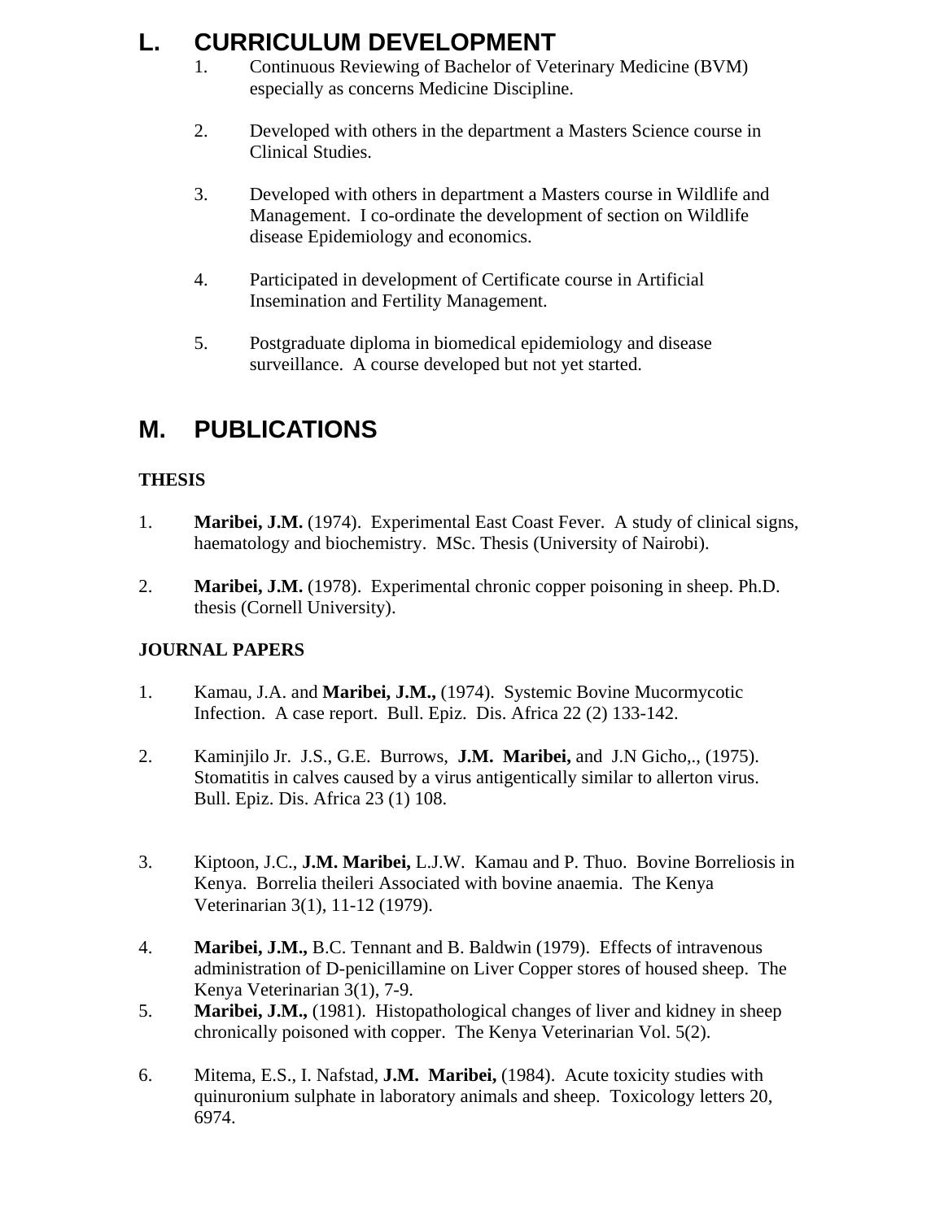## L. CURRICULUM DEVELOPMENT

1. Continuous Reviewing of Bachelor of Veterinary Medicine (BVM) especially as concerns Medicine Discipline.

2. Developed with others in the department a Masters Science course in Clinical Studies.

3. Developed with others in department a Masters course in Wildlife and Management. I co-ordinate the development of section on Wildlife disease Epidemiology and economics.

4. Participated in development of Certificate course in Artificial Insemination and Fertility Management.

5. Postgraduate diploma in biomedical epidemiology and disease surveillance. A course developed but not yet started.

## M. PUBLICATIONS

### THESIS

1. **Maribei, J.M.** (1974). Experimental East Coast Fever. A study of clinical signs, haematology and biochemistry. MSc. Thesis (University of Nairobi).

2. **Maribei, J.M.** (1978). Experimental chronic copper poisoning in sheep. Ph.D. thesis (Cornell University).

### JOURNAL PAPERS

1. Kamau, J.A. and **Maribei, J.M.,** (1974). Systemic Bovine Mucormycotic Infection. A case report. Bull. Epiz. Dis. Africa 22 (2) 133-142.

2. Kaminjilo Jr. J.S., G.E. Burrows, **J.M. Maribei,** and J.N Gicho,., (1975). Stomatitis in calves caused by a virus antigentically similar to allerton virus. Bull. Epiz. Dis. Africa 23 (1) 108.

3. Kiptoon, J.C., **J.M. Maribei,** L.J.W. Kamau and P. Thuo. Bovine Borreliosis in Kenya. Borrelia theileri Associated with bovine anaemia. The Kenya Veterinarian 3(1), 11-12 (1979).

4. **Maribei, J.M.,** B.C. Tennant and B. Baldwin (1979). Effects of intravenous administration of D-penicillamine on Liver Copper stores of housed sheep. The Kenya Veterinarian 3(1), 7-9.

5. **Maribei, J.M.,** (1981). Histopathological changes of liver and kidney in sheep chronically poisoned with copper. The Kenya Veterinarian Vol. 5(2).

6. Mitema, E.S., I. Nafstad, **J.M. Maribei,** (1984). Acute toxicity studies with quinuronium sulphate in laboratory animals and sheep. Toxicology letters 20, 6974.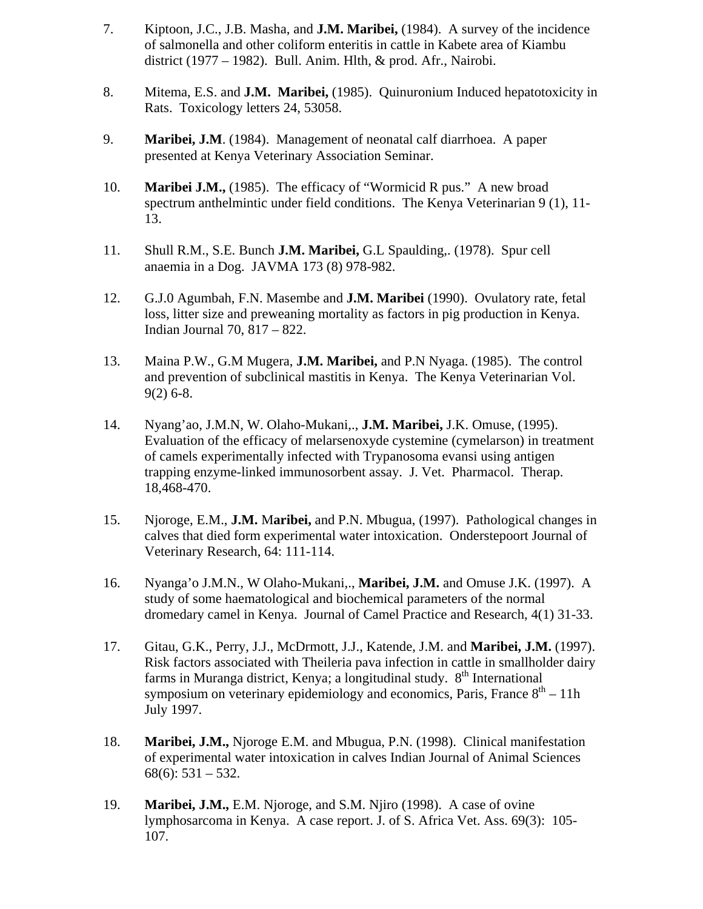7. Kiptoon, J.C., J.B. Masha, and **J.M. Maribei,** (1984). A survey of the incidence of salmonella and other coliform enteritis in cattle in Kabete area of Kiambu district (1977 – 1982). Bull. Anim. Hlth, & prod. Afr., Nairobi.

8. Mitema, E.S. and **J.M. Maribei,** (1985). Quinuronium Induced hepatotoxicity in Rats. Toxicology letters 24, 53058.

9. **Maribei, J.M**. (1984). Management of neonatal calf diarrhoea. A paper presented at Kenya Veterinary Association Seminar.

10. **Maribei J.M.,** (1985). The efficacy of "Wormicid R pus." A new broad spectrum anthelmintic under field conditions. The Kenya Veterinarian 9 (1), 11-13.

11. Shull R.M., S.E. Bunch **J.M. Maribei,** G.L Spaulding,. (1978). Spur cell anaemia in a Dog. JAVMA 173 (8) 978-982.

12. G.J.0 Agumbah, F.N. Masembe and **J.M. Maribei** (1990). Ovulatory rate, fetal loss, litter size and preweaning mortality as factors in pig production in Kenya. Indian Journal 70, 817 – 822.

13. Maina P.W., G.M Mugera, **J.M. Maribei,** and P.N Nyaga. (1985). The control and prevention of subclinical mastitis in Kenya. The Kenya Veterinarian Vol. 9(2) 6-8.

14. Nyang'ao, J.M.N, W. Olaho-Mukani,., **J.M. Maribei,** J.K. Omuse, (1995). Evaluation of the efficacy of melarsenoxyde cystemine (cymelarson) in treatment of camels experimentally infected with Trypanosoma evansi using antigen trapping enzyme-linked immunosorbent assay. J. Vet. Pharmacol. Therap. 18,468-470.

15. Njoroge, E.M., **J.M.** M**aribei,** and P.N. Mbugua, (1997). Pathological changes in calves that died form experimental water intoxication. Onderstepoort Journal of Veterinary Research, 64: 111-114.

16. Nyanga'o J.M.N., W Olaho-Mukani,., **Maribei, J.M.** and Omuse J.K. (1997). A study of some haematological and biochemical parameters of the normal dromedary camel in Kenya. Journal of Camel Practice and Research, 4(1) 31-33.

17. Gitau, G.K., Perry, J.J., McDrmott, J.J., Katende, J.M. and **Maribei, J.M.** (1997). Risk factors associated with Theileria pava infection in cattle in smallholder dairy farms in Muranga district, Kenya; a longitudinal study. 8th International symposium on veterinary epidemiology and economics, Paris, France 8th – 11h July 1997.

18. **Maribei, J.M.,** Njoroge E.M. and Mbugua, P.N. (1998). Clinical manifestation of experimental water intoxication in calves Indian Journal of Animal Sciences 68(6): 531 – 532.

19. **Maribei, J.M.,** E.M. Njoroge, and S.M. Njiro (1998). A case of ovine lymphosarcoma in Kenya. A case report. J. of S. Africa Vet. Ass. 69(3): 105-107.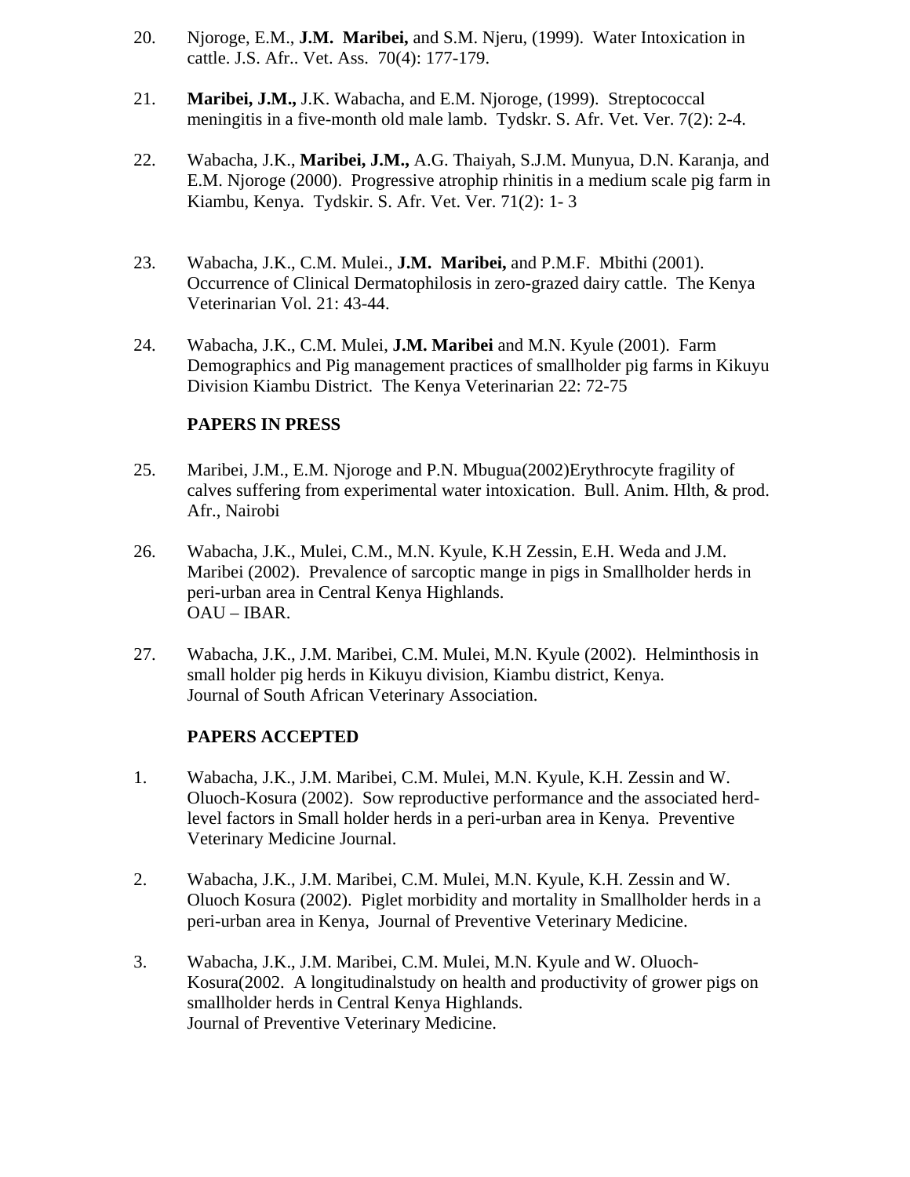20. Njoroge, E.M., **J.M. Maribei,** and S.M. Njeru, (1999). Water Intoxication in cattle. J.S. Afr.. Vet. Ass. 70(4): 177-179.

21. **Maribei, J.M.,** J.K. Wabacha, and E.M. Njoroge, (1999). Streptococcal meningitis in a five-month old male lamb. Tydskr. S. Afr. Vet. Ver. 7(2): 2-4.

22. Wabacha, J.K., **Maribei, J.M.,** A.G. Thaiyah, S.J.M. Munyua, D.N. Karanja, and E.M. Njoroge (2000). Progressive atrophip rhinitis in a medium scale pig farm in Kiambu, Kenya. Tydskir. S. Afr. Vet. Ver. 71(2): 1- 3

23. Wabacha, J.K., C.M. Mulei., **J.M. Maribei,** and P.M.F. Mbithi (2001). Occurrence of Clinical Dermatophilosis in zero-grazed dairy cattle. The Kenya Veterinarian Vol. 21: 43-44.

24. Wabacha, J.K., C.M. Mulei, **J.M. Maribei** and M.N. Kyule (2001). Farm Demographics and Pig management practices of smallholder pig farms in Kikuyu Division Kiambu District. The Kenya Veterinarian 22: 72-75

**PAPERS IN PRESS**

25. Maribei, J.M., E.M. Njoroge and P.N. Mbugua(2002)Erythrocyte fragility of calves suffering from experimental water intoxication. Bull. Anim. Hlth, & prod. Afr., Nairobi

26. Wabacha, J.K., Mulei, C.M., M.N. Kyule, K.H Zessin, E.H. Weda and J.M. Maribei (2002). Prevalence of sarcoptic mange in pigs in Smallholder herds in peri-urban area in Central Kenya Highlands.
OAU – IBAR.

27. Wabacha, J.K., J.M. Maribei, C.M. Mulei, M.N. Kyule (2002). Helminthosis in small holder pig herds in Kikuyu division, Kiambu district, Kenya.
Journal of South African Veterinary Association.

**PAPERS ACCEPTED**

1. Wabacha, J.K., J.M. Maribei, C.M. Mulei, M.N. Kyule, K.H. Zessin and W. Oluoch-Kosura (2002). Sow reproductive performance and the associated herd-level factors in Small holder herds in a peri-urban area in Kenya. Preventive Veterinary Medicine Journal.

2. Wabacha, J.K., J.M. Maribei, C.M. Mulei, M.N. Kyule, K.H. Zessin and W. Oluoch Kosura (2002). Piglet morbidity and mortality in Smallholder herds in a peri-urban area in Kenya, Journal of Preventive Veterinary Medicine.

3. Wabacha, J.K., J.M. Maribei, C.M. Mulei, M.N. Kyule and W. Oluoch-Kosura(2002. A longitudinalstudy on health and productivity of grower pigs on smallholder herds in Central Kenya Highlands.
Journal of Preventive Veterinary Medicine.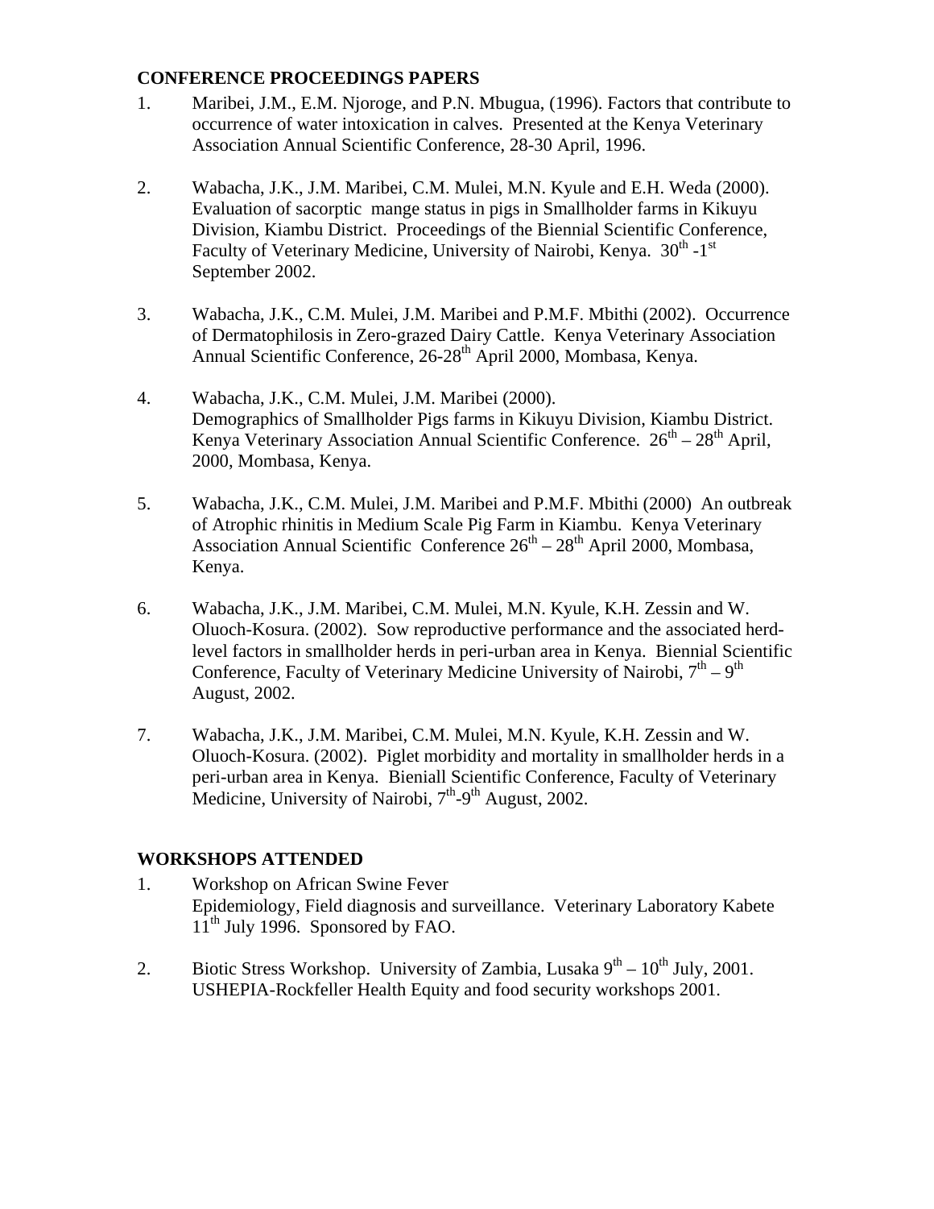## CONFERENCE PROCEEDINGS PAPERS

1. Maribei, J.M., E.M. Njoroge, and P.N. Mbugua, (1996). Factors that contribute to occurrence of water intoxication in calves. Presented at the Kenya Veterinary Association Annual Scientific Conference, 28-30 April, 1996.

2. Wabacha, J.K., J.M. Maribei, C.M. Mulei, M.N. Kyule and E.H. Weda (2000). Evaluation of sacorptic mange status in pigs in Smallholder farms in Kikuyu Division, Kiambu District. Proceedings of the Biennial Scientific Conference, Faculty of Veterinary Medicine, University of Nairobi, Kenya. 30th -1st September 2002.

3. Wabacha, J.K., C.M. Mulei, J.M. Maribei and P.M.F. Mbithi (2002). Occurrence of Dermatophilosis in Zero-grazed Dairy Cattle. Kenya Veterinary Association Annual Scientific Conference, 26-28th April 2000, Mombasa, Kenya.

4. Wabacha, J.K., C.M. Mulei, J.M. Maribei (2000).
   Demographics of Smallholder Pigs farms in Kikuyu Division, Kiambu District. Kenya Veterinary Association Annual Scientific Conference. 26th – 28th April, 2000, Mombasa, Kenya.

5. Wabacha, J.K., C.M. Mulei, J.M. Maribei and P.M.F. Mbithi (2000) An outbreak of Atrophic rhinitis in Medium Scale Pig Farm in Kiambu. Kenya Veterinary Association Annual Scientific Conference 26th – 28th April 2000, Mombasa, Kenya.

6. Wabacha, J.K., J.M. Maribei, C.M. Mulei, M.N. Kyule, K.H. Zessin and W. Oluoch-Kosura. (2002). Sow reproductive performance and the associated herd-level factors in smallholder herds in peri-urban area in Kenya. Biennial Scientific Conference, Faculty of Veterinary Medicine University of Nairobi, 7th – 9th August, 2002.

7. Wabacha, J.K., J.M. Maribei, C.M. Mulei, M.N. Kyule, K.H. Zessin and W. Oluoch-Kosura. (2002). Piglet morbidity and mortality in smallholder herds in a peri-urban area in Kenya. Bieniall Scientific Conference, Faculty of Veterinary Medicine, University of Nairobi, 7th-9th August, 2002.

## WORKSHOPS ATTENDED

1. Workshop on African Swine Fever
   Epidemiology, Field diagnosis and surveillance. Veterinary Laboratory Kabete 11th July 1996. Sponsored by FAO.

2. Biotic Stress Workshop. University of Zambia, Lusaka 9th – 10th July, 2001. USHEPIA-Rockfeller Health Equity and food security workshops 2001.